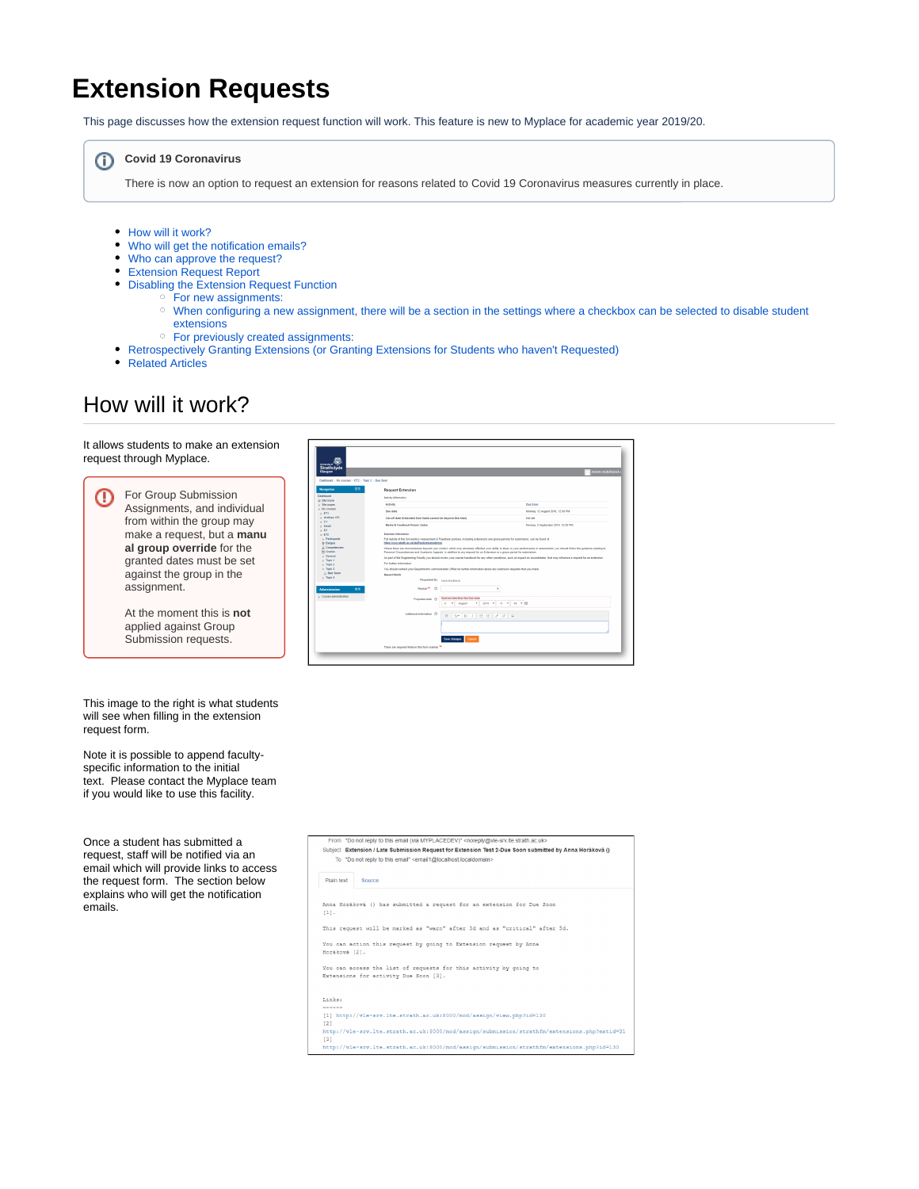# Extension Requests

This page discusses how the extension request function will work. This feature is new to Myplace for academic year 2019/20.

> **Covid 19 Coronavirus**
>
> There is now an option to request an extension for reasons related to Covid 19 Coronavirus measures currently in place.

- How will it work?
- Who will get the notification emails?
- Who can approve the request?
- Extension Request Report
- Disabling the Extension Request Function
  - For new assignments:
  - When configuring a new assignment, there will be a section in the settings where a checkbox can be selected to disable student extensions
  - For previously created assignments:
- Retrospectively Granting Extensions (or Granting Extensions for Students who haven't Requested)
- Related Articles

## How will it work?

It allows students to make an extension request through Myplace.

> For Group Submission Assignments, and individual from within the group may make a request, but a **manual group override** for the granted dates must be set against the group in the assignment.
>
> At the moment this is **not** applied against Group Submission requests.

This image to the right is what students will see when filling in the extension request form.

Note it is possible to append faculty-specific information to the initial text. Please contact the Myplace team if you would like to use this facility.

Once a student has submitted a request, staff will be notified via an email which will provide links to access the request form. The section below explains who will get the notification emails.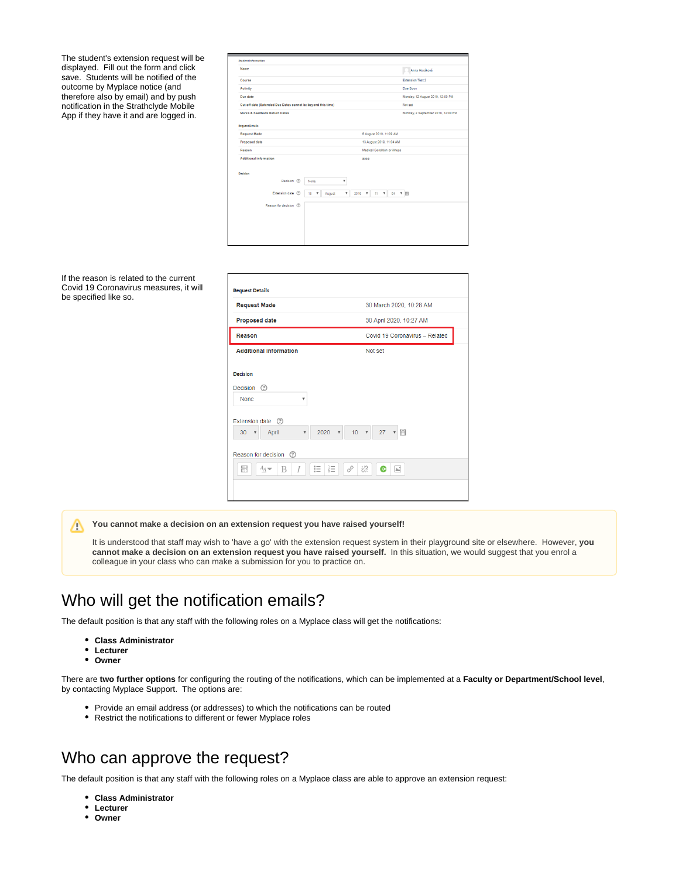The student's extension request will be displayed. Fill out the form and click save. Students will be notified of the outcome by Myplace notice (and therefore also by email) and by push notification in the Strathclyde Mobile App if they have it and are logged in.

If the reason is related to the current Covid 19 Coronavirus measures, it will be specified like so.

**You cannot make a decision on an extension request you have raised yourself!**

It is understood that staff may wish to 'have a go' with the extension request system in their playground site or elsewhere. However, **you cannot make a decision on an extension request you have raised yourself.** In this situation, we would suggest that you enrol a colleague in your class who can make a submission for you to practice on.

# Who will get the notification emails?

The default position is that any staff with the following roles on a Myplace class will get the notifications:

- **Class Administrator**
- **Lecturer**
- **Owner**

There are **two further options** for configuring the routing of the notifications, which can be implemented at a **Faculty or Department/School level**, by contacting Myplace Support. The options are:

- Provide an email address (or addresses) to which the notifications can be routed
- Restrict the notifications to different or fewer Myplace roles

# Who can approve the request?

The default position is that any staff with the following roles on a Myplace class are able to approve an extension request:

- **Class Administrator**
- **Lecturer**
- **Owner**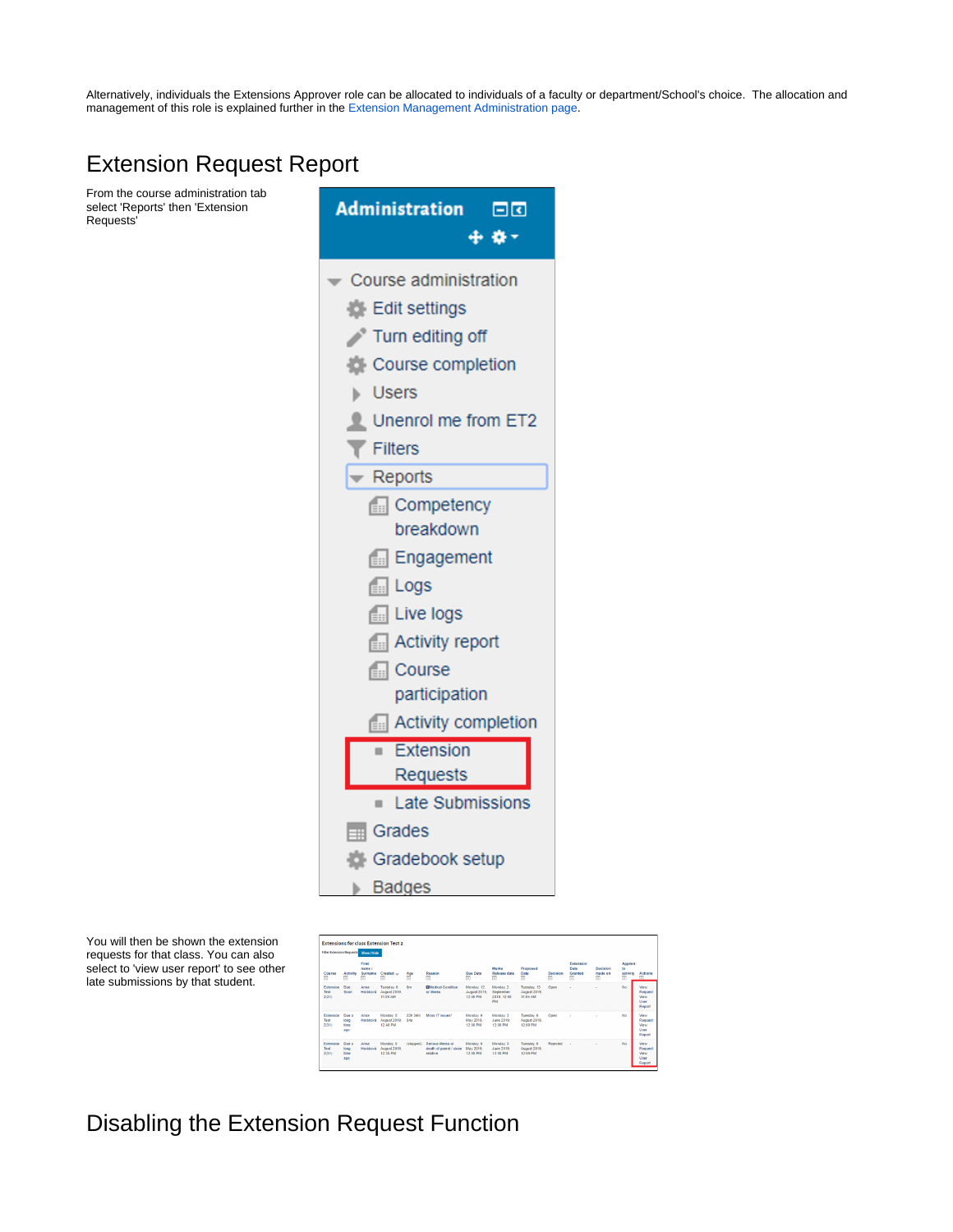Alternatively, individuals the Extensions Approver role can be allocated to individuals of a faculty or department/School's choice. The allocation and management of this role is explained further in the Extension Management Administration page.

## Extension Request Report

From the course administration tab select 'Reports' then 'Extension Requests'

You will then be shown the extension requests for that class. You can also select to 'view user report' to see other late submissions by that student.

## Disabling the Extension Request Function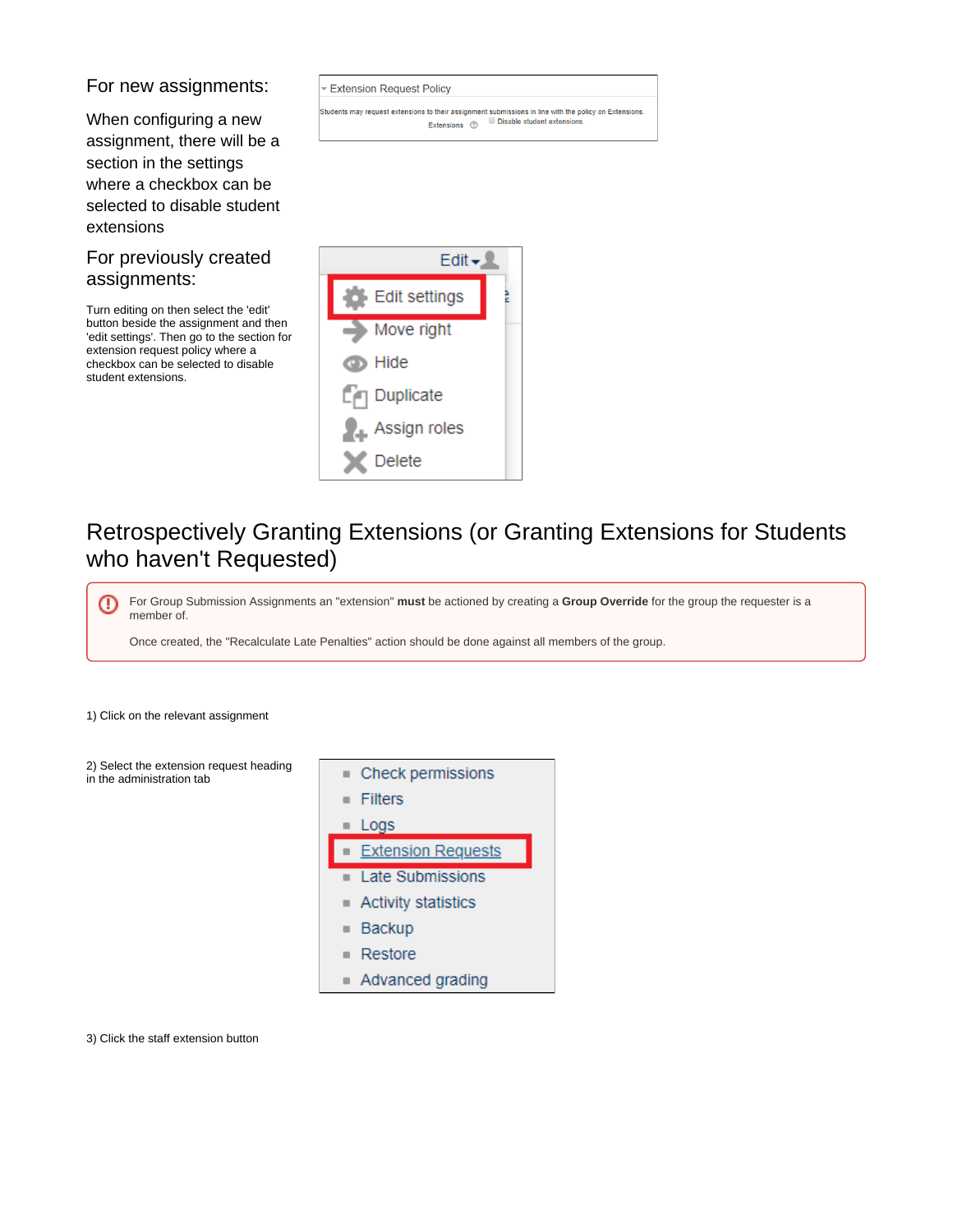## For new assignments:

When configuring a new assignment, there will be a section in the settings where a checkbox can be selected to disable student extensions

## For previously created assignments:

Turn editing on then select the 'edit' button beside the assignment and then 'edit settings'. Then go to the section for extension request policy where a checkbox can be selected to disable student extensions.

# Retrospectively Granting Extensions (or Granting Extensions for Students who haven't Requested)

For Group Submission Assignments an "extension" **must** be actioned by creating a **Group Override** for the group the requester is a member of.

Once created, the "Recalculate Late Penalties" action should be done against all members of the group.

1) Click on the relevant assignment

2) Select the extension request heading in the administration tab

3) Click the staff extension button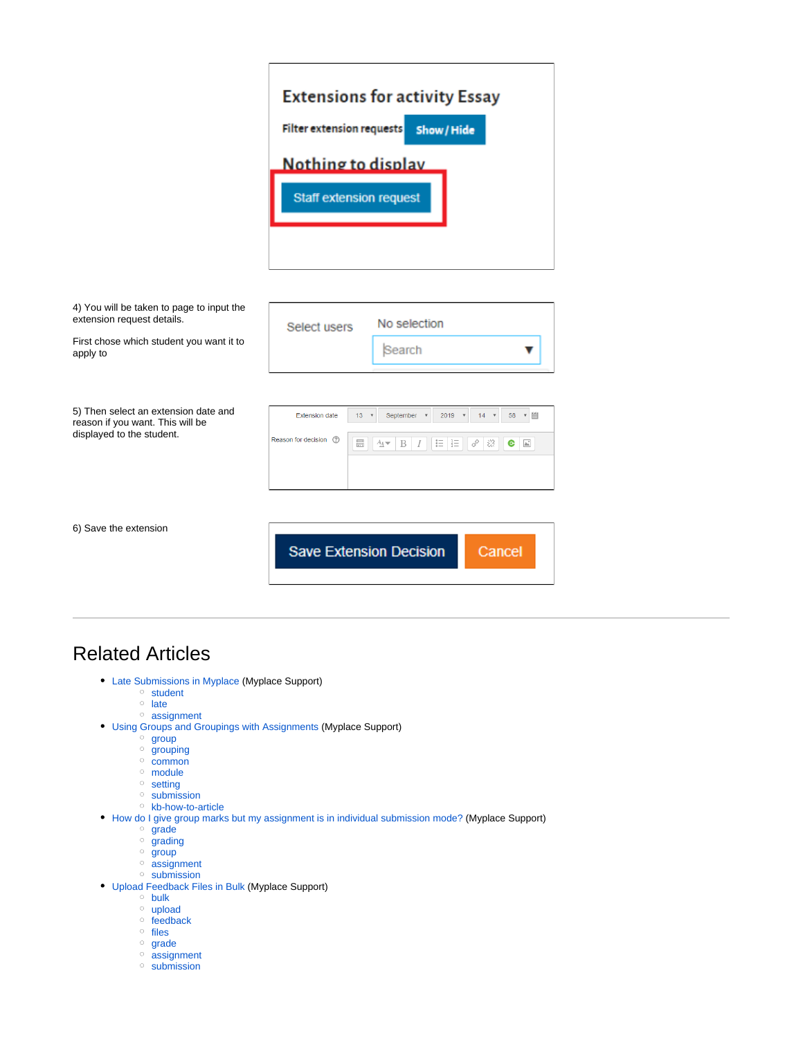4) You will be taken to page to input the extension request details.

First chose which student you want it to apply to

5) Then select an extension date and reason if you want. This will be displayed to the student.

6) Save the extension

---

## Related Articles

- Late Submissions in Myplace (Myplace Support)
  - student
  - late
  - assignment
- Using Groups and Groupings with Assignments (Myplace Support)
  - group
  - grouping
  - common
  - module
  - setting
  - submission
  - kb-how-to-article
- How do I give group marks but my assignment is in individual submission mode? (Myplace Support)
  - grade
  - grading
  - group
  - assignment
  - submission
- Upload Feedback Files in Bulk (Myplace Support)
  - bulk
  - upload
  - feedback
  - files
  - grade
  - assignment
  - submission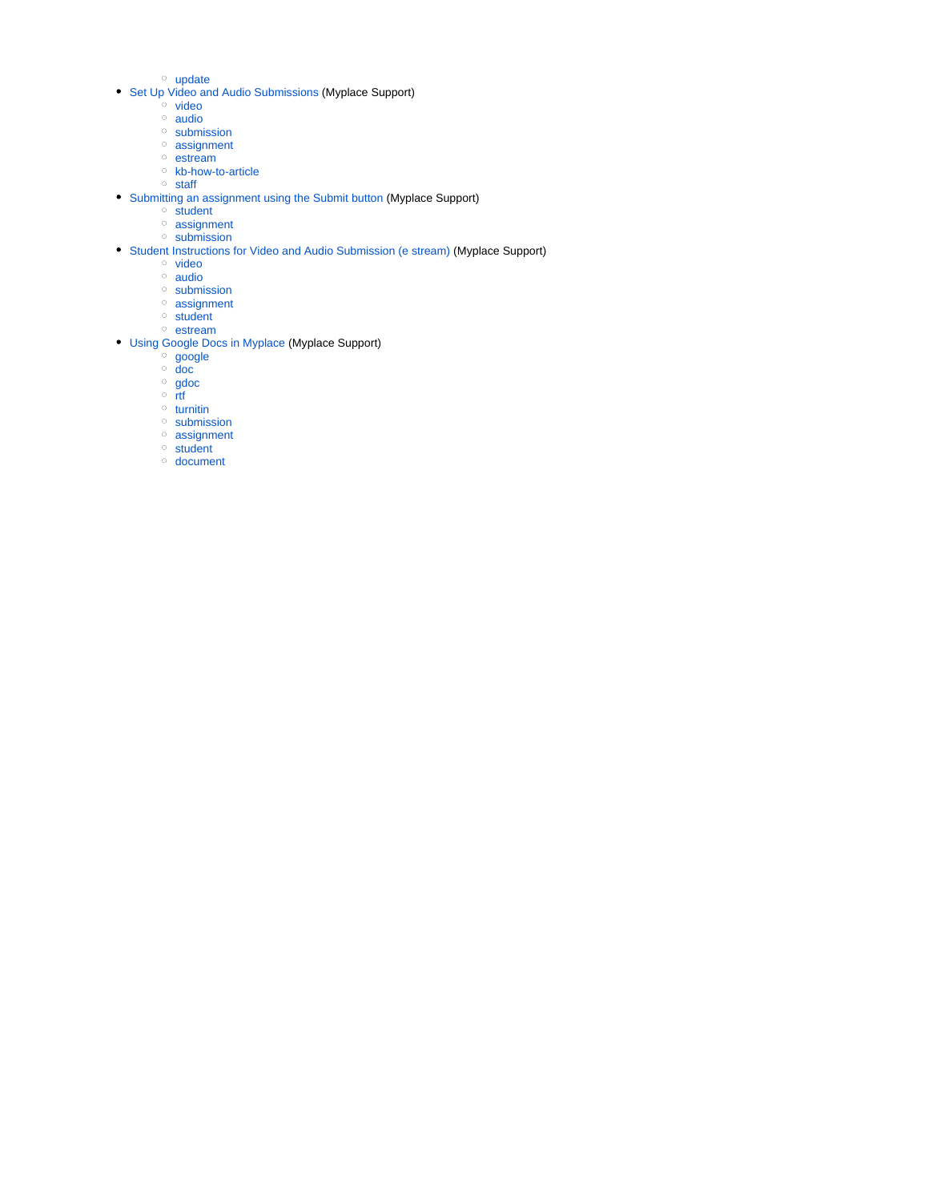- update
- Set Up Video and Audio Submissions (Myplace Support)
    - video
    - audio
    - submission
    - assignment
    - estream
    - kb-how-to-article
    - staff
- Submitting an assignment using the Submit button (Myplace Support)
    - student
    - assignment
    - submission
- Student Instructions for Video and Audio Submission (e stream) (Myplace Support)
    - video
    - audio
    - submission
    - assignment
    - student
    - estream
- Using Google Docs in Myplace (Myplace Support)
    - google
    - doc
    - gdoc
    - rtf
    - turnitin
    - submission
    - assignment
    - student
    - document